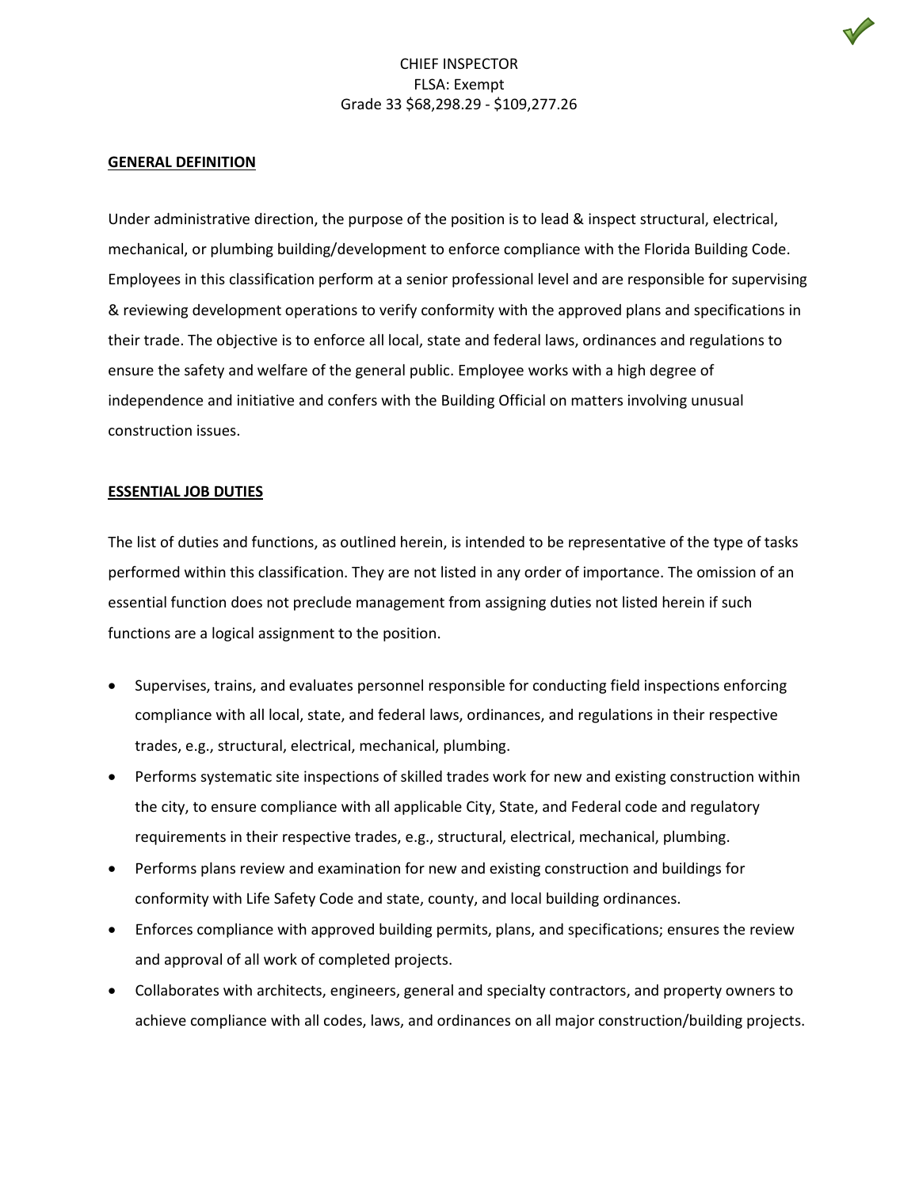# CHIEF INSPECTOR

FLSA: Exempt

Grade 33 $68,298.29 - $109,277.26

## GENERAL DEFINITION

Under administrative direction, the purpose of the position is to lead & inspect structural, electrical, mechanical, or plumbing building/development to enforce compliance with the Florida Building Code. Employees in this classification perform at a senior professional level and are responsible for supervising & reviewing development operations to verify conformity with the approved plans and specifications in their trade. The objective is to enforce all local, state and federal laws, ordinances and regulations to ensure the safety and welfare of the general public. Employee works with a high degree of independence and initiative and confers with the Building Official on matters involving unusual construction issues.

## ESSENTIAL JOB DUTIES

The list of duties and functions, as outlined herein, is intended to be representative of the type of tasks performed within this classification. They are not listed in any order of importance. The omission of an essential function does not preclude management from assigning duties not listed herein if such functions are a logical assignment to the position.

- Supervises, trains, and evaluates personnel responsible for conducting field inspections enforcing compliance with all local, state, and federal laws, ordinances, and regulations in their respective trades, e.g., structural, electrical, mechanical, plumbing.
- Performs systematic site inspections of skilled trades work for new and existing construction within the city, to ensure compliance with all applicable City, State, and Federal code and regulatory requirements in their respective trades, e.g., structural, electrical, mechanical, plumbing.
- Performs plans review and examination for new and existing construction and buildings for conformity with Life Safety Code and state, county, and local building ordinances.
- Enforces compliance with approved building permits, plans, and specifications; ensures the review and approval of all work of completed projects.
- Collaborates with architects, engineers, general and specialty contractors, and property owners to achieve compliance with all codes, laws, and ordinances on all major construction/building projects.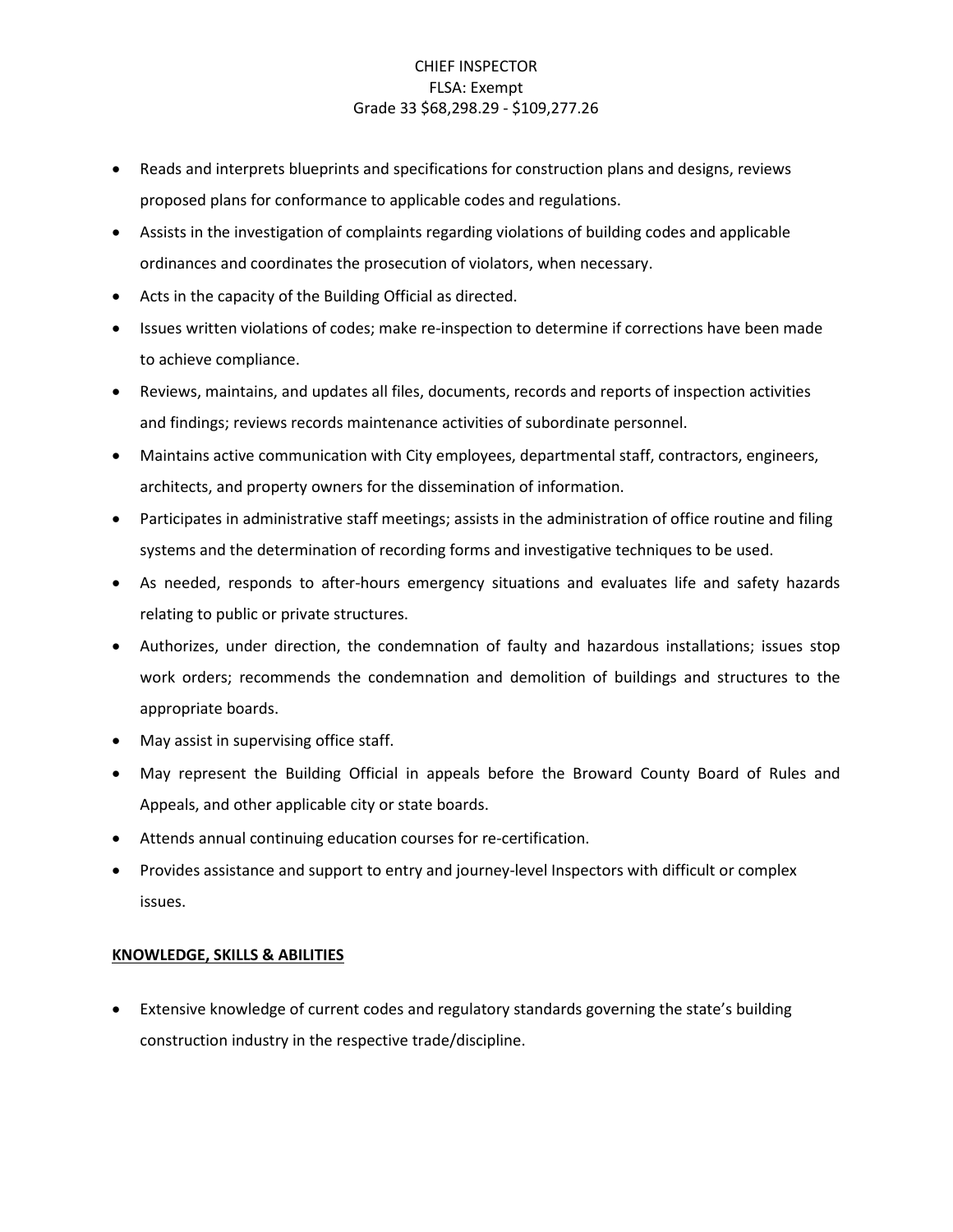CHIEF INSPECTOR
FLSA: Exempt
Grade 33 $68,298.29 - $109,277.26

- Reads and interprets blueprints and specifications for construction plans and designs, reviews proposed plans for conformance to applicable codes and regulations.
- Assists in the investigation of complaints regarding violations of building codes and applicable ordinances and coordinates the prosecution of violators, when necessary.
- Acts in the capacity of the Building Official as directed.
- Issues written violations of codes; make re-inspection to determine if corrections have been made to achieve compliance.
- Reviews, maintains, and updates all files, documents, records and reports of inspection activities and findings; reviews records maintenance activities of subordinate personnel.
- Maintains active communication with City employees, departmental staff, contractors, engineers, architects, and property owners for the dissemination of information.
- Participates in administrative staff meetings; assists in the administration of office routine and filing systems and the determination of recording forms and investigative techniques to be used.
- As needed, responds to after-hours emergency situations and evaluates life and safety hazards relating to public or private structures.
- Authorizes, under direction, the condemnation of faulty and hazardous installations; issues stop work orders; recommends the condemnation and demolition of buildings and structures to the appropriate boards.
- May assist in supervising office staff.
- May represent the Building Official in appeals before the Broward County Board of Rules and Appeals, and other applicable city or state boards.
- Attends annual continuing education courses for re-certification.
- Provides assistance and support to entry and journey-level Inspectors with difficult or complex issues.

## KNOWLEDGE, SKILLS & ABILITIES

- Extensive knowledge of current codes and regulatory standards governing the state's building construction industry in the respective trade/discipline.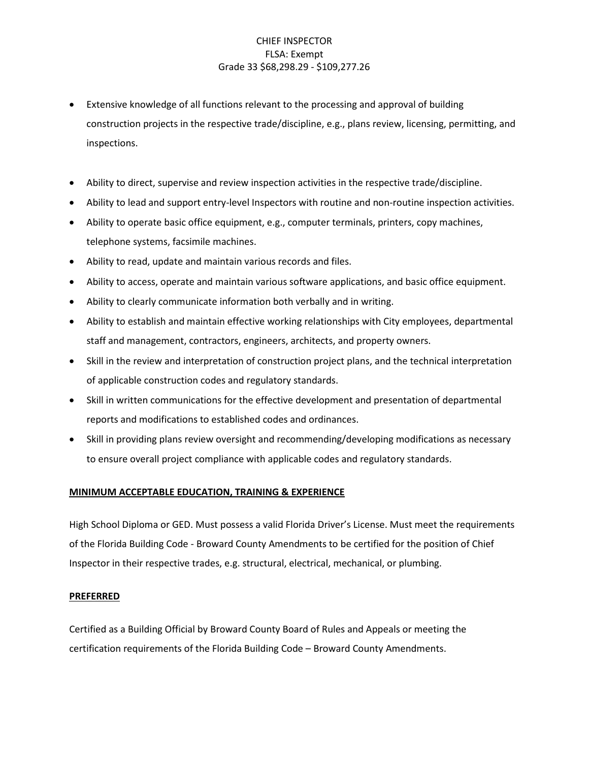CHIEF INSPECTOR
FLSA: Exempt
Grade 33 $68,298.29 - $109,277.26

- Extensive knowledge of all functions relevant to the processing and approval of building construction projects in the respective trade/discipline, e.g., plans review, licensing, permitting, and inspections.
- Ability to direct, supervise and review inspection activities in the respective trade/discipline.
- Ability to lead and support entry-level Inspectors with routine and non-routine inspection activities.
- Ability to operate basic office equipment, e.g., computer terminals, printers, copy machines, telephone systems, facsimile machines.
- Ability to read, update and maintain various records and files.
- Ability to access, operate and maintain various software applications, and basic office equipment.
- Ability to clearly communicate information both verbally and in writing.
- Ability to establish and maintain effective working relationships with City employees, departmental staff and management, contractors, engineers, architects, and property owners.
- Skill in the review and interpretation of construction project plans, and the technical interpretation of applicable construction codes and regulatory standards.
- Skill in written communications for the effective development and presentation of departmental reports and modifications to established codes and ordinances.
- Skill in providing plans review oversight and recommending/developing modifications as necessary to ensure overall project compliance with applicable codes and regulatory standards.

## MINIMUM ACCEPTABLE EDUCATION, TRAINING & EXPERIENCE

High School Diploma or GED. Must possess a valid Florida Driver's License. Must meet the requirements of the Florida Building Code - Broward County Amendments to be certified for the position of Chief Inspector in their respective trades, e.g. structural, electrical, mechanical, or plumbing.

## PREFERRED

Certified as a Building Official by Broward County Board of Rules and Appeals or meeting the certification requirements of the Florida Building Code – Broward County Amendments.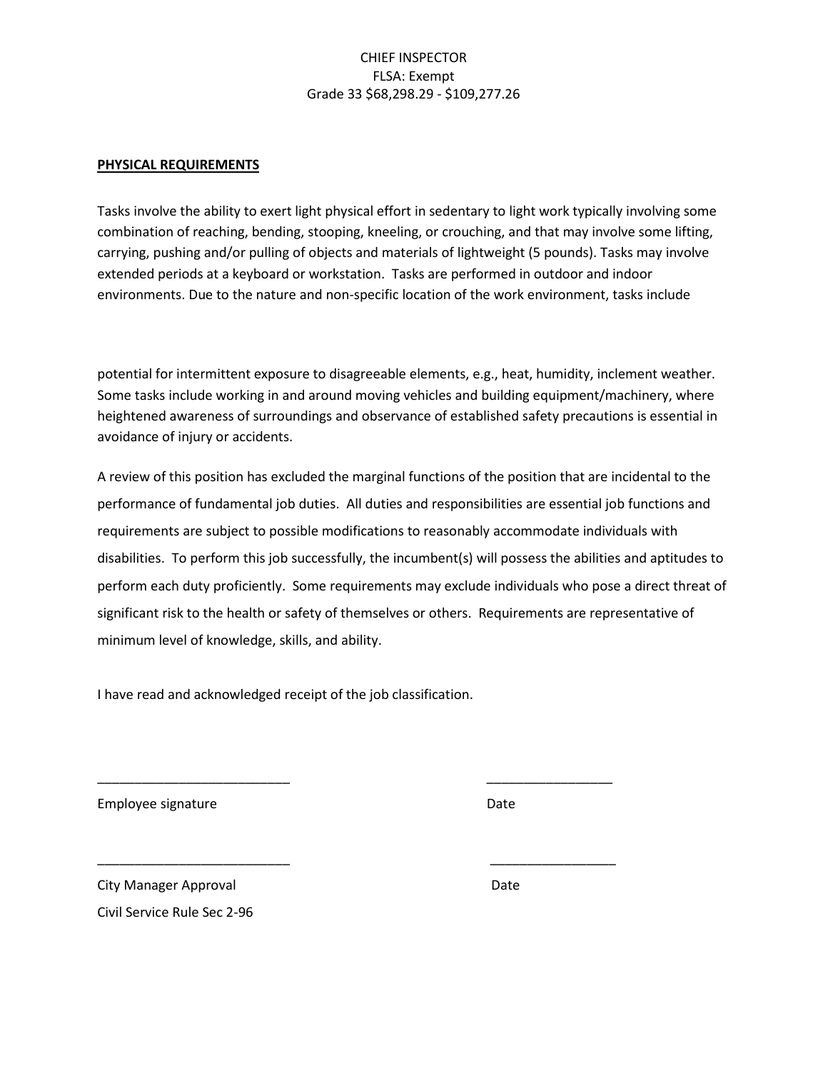CHIEF INSPECTOR
FLSA: Exempt
Grade 33 $68,298.29 - $109,277.26

**PHYSICAL REQUIREMENTS**

Tasks involve the ability to exert light physical effort in sedentary to light work typically involving some combination of reaching, bending, stooping, kneeling, or crouching, and that may involve some lifting, carrying, pushing and/or pulling of objects and materials of lightweight (5 pounds). Tasks may involve extended periods at a keyboard or workstation. Tasks are performed in outdoor and indoor environments. Due to the nature and non-specific location of the work environment, tasks include potential for intermittent exposure to disagreeable elements, e.g., heat, humidity, inclement weather. Some tasks include working in and around moving vehicles and building equipment/machinery, where heightened awareness of surroundings and observance of established safety precautions is essential in avoidance of injury or accidents.

A review of this position has excluded the marginal functions of the position that are incidental to the performance of fundamental job duties. All duties and responsibilities are essential job functions and requirements are subject to possible modifications to reasonably accommodate individuals with disabilities. To perform this job successfully, the incumbent(s) will possess the abilities and aptitudes to perform each duty proficiently. Some requirements may exclude individuals who pose a direct threat of significant risk to the health or safety of themselves or others. Requirements are representative of minimum level of knowledge, skills, and ability.

I have read and acknowledged receipt of the job classification.

__________________________ _________________

Employee signature Date

__________________________ _________________

City Manager Approval Date

Civil Service Rule Sec 2-96